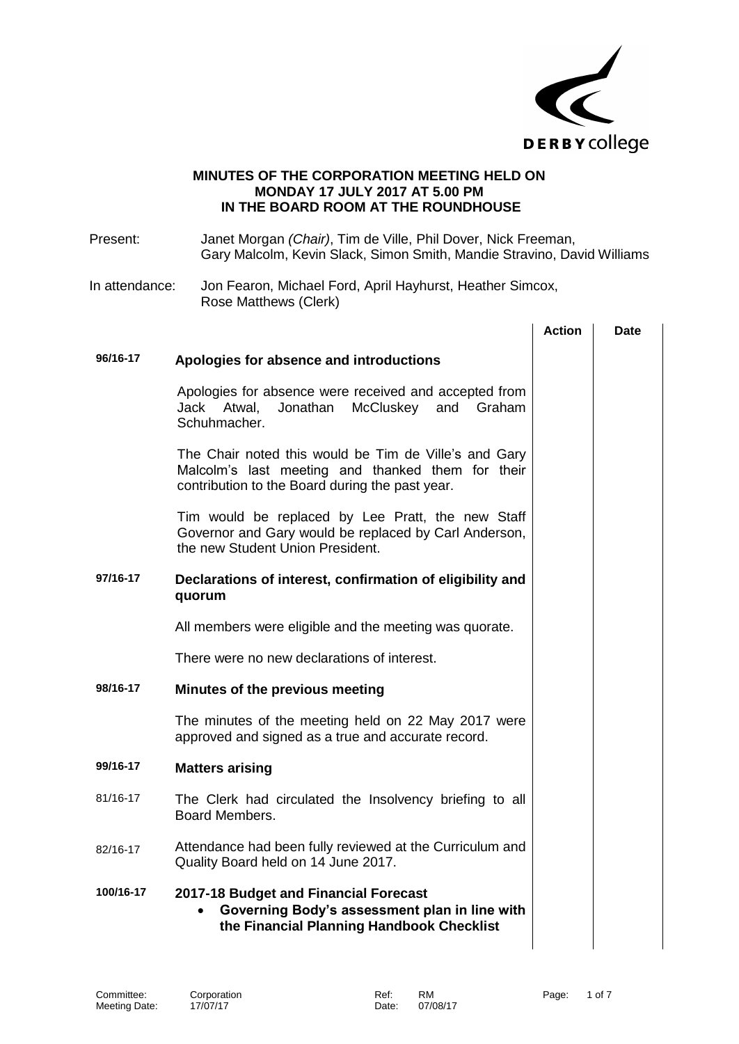# MINUTES OF THE CORPORATION MEETING HELD ON MONDAY 17 JULY 2017 AT 5.00 PM IN THE BOARD ROOM AT THE ROUNDHOUSE

Present: Janet Morgan *(Chair)*, Tim de Ville, Phil Dover, Nick Freeman, Gary Malcolm, Kevin Slack, Simon Smith, Mandie Stravino, David Williams

In attendance: Jon Fearon, Michael Ford, April Hayhurst, Heather Simcox, Rose Matthews (Clerk)

| | | Action | Date |
|---|---|---|---|
| **96/16-17** | **Apologies for absence and introductions** | | |
| | Apologies for absence were received and accepted from Jack Atwal, Jonathan McCluskey and Graham Schuhmacher. | | |
| | The Chair noted this would be Tim de Ville's and Gary Malcolm's last meeting and thanked them for their contribution to the Board during the past year. | | |
| | Tim would be replaced by Lee Pratt, the new Staff Governor and Gary would be replaced by Carl Anderson, the new Student Union President. | | |
| **97/16-17** | **Declarations of interest, confirmation of eligibility and quorum** | | |
| | All members were eligible and the meeting was quorate. | | |
| | There were no new declarations of interest. | | |
| **98/16-17** | **Minutes of the previous meeting** | | |
| | The minutes of the meeting held on 22 May 2017 were approved and signed as a true and accurate record. | | |
| **99/16-17** | **Matters arising** | | |
| 81/16-17 | The Clerk had circulated the Insolvency briefing to all Board Members. | | |
| 82/16-17 | Attendance had been fully reviewed at the Curriculum and Quality Board held on 14 June 2017. | | |
| **100/16-17** | **2017-18 Budget and Financial Forecast**<br>• **Governing Body's assessment plan in line with the Financial Planning Handbook Checklist** | | |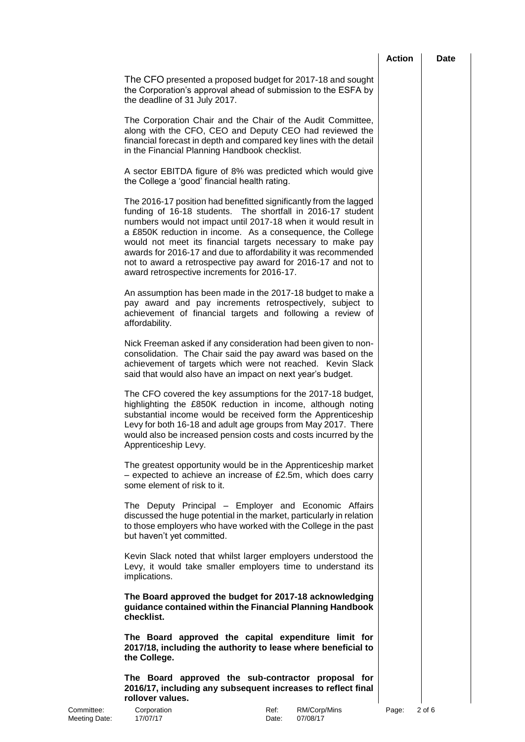| | Action | Date |
|---|---|---|

The CFO presented a proposed budget for 2017-18 and sought the Corporation's approval ahead of submission to the ESFA by the deadline of 31 July 2017.

The Corporation Chair and the Chair of the Audit Committee, along with the CFO, CEO and Deputy CEO had reviewed the financial forecast in depth and compared key lines with the detail in the Financial Planning Handbook checklist.

A sector EBITDA figure of 8% was predicted which would give the College a 'good' financial health rating.

The 2016-17 position had benefitted significantly from the lagged funding of 16-18 students. The shortfall in 2016-17 student numbers would not impact until 2017-18 when it would result in a £850K reduction in income. As a consequence, the College would not meet its financial targets necessary to make pay awards for 2016-17 and due to affordability it was recommended not to award a retrospective pay award for 2016-17 and not to award retrospective increments for 2016-17.

An assumption has been made in the 2017-18 budget to make a pay award and pay increments retrospectively, subject to achievement of financial targets and following a review of affordability.

Nick Freeman asked if any consideration had been given to non-consolidation. The Chair said the pay award was based on the achievement of targets which were not reached. Kevin Slack said that would also have an impact on next year's budget.

The CFO covered the key assumptions for the 2017-18 budget, highlighting the £850K reduction in income, although noting substantial income would be received form the Apprenticeship Levy for both 16-18 and adult age groups from May 2017. There would also be increased pension costs and costs incurred by the Apprenticeship Levy.

The greatest opportunity would be in the Apprenticeship market – expected to achieve an increase of £2.5m, which does carry some element of risk to it.

The Deputy Principal – Employer and Economic Affairs discussed the huge potential in the market, particularly in relation to those employers who have worked with the College in the past but haven't yet committed.

Kevin Slack noted that whilst larger employers understood the Levy, it would take smaller employers time to understand its implications.

**The Board approved the budget for 2017-18 acknowledging guidance contained within the Financial Planning Handbook checklist.**

**The Board approved the capital expenditure limit for 2017/18, including the authority to lease where beneficial to the College.**

**The Board approved the sub-contractor proposal for 2016/17, including any subsequent increases to reflect final rollover values.**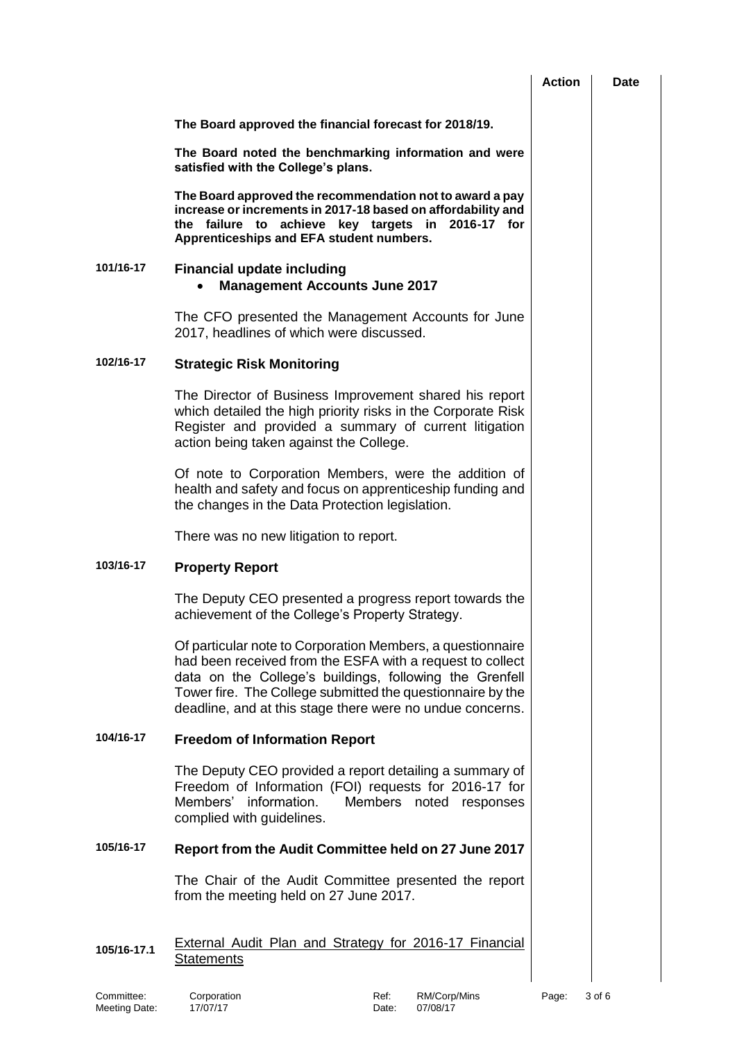| | | Action | Date |
|---|---|---|---|
| | **The Board approved the financial forecast for 2018/19.** | | |
| | **The Board noted the benchmarking information and were satisfied with the College's plans.** | | |
| | **The Board approved the recommendation not to award a pay increase or increments in 2017-18 based on affordability and the failure to achieve key targets in 2016-17 for Apprenticeships and EFA student numbers.** | | |
| **101/16-17** | **Financial update including**<br>• **Management Accounts June 2017** | | |
| | The CFO presented the Management Accounts for June 2017, headlines of which were discussed. | | |
| **102/16-17** | **Strategic Risk Monitoring** | | |
| | The Director of Business Improvement shared his report which detailed the high priority risks in the Corporate Risk Register and provided a summary of current litigation action being taken against the College. | | |
| | Of note to Corporation Members, were the addition of health and safety and focus on apprenticeship funding and the changes in the Data Protection legislation. | | |
| | There was no new litigation to report. | | |
| **103/16-17** | **Property Report** | | |
| | The Deputy CEO presented a progress report towards the achievement of the College's Property Strategy. | | |
| | Of particular note to Corporation Members, a questionnaire had been received from the ESFA with a request to collect data on the College's buildings, following the Grenfell Tower fire. The College submitted the questionnaire by the deadline, and at this stage there were no undue concerns. | | |
| **104/16-17** | **Freedom of Information Report** | | |
| | The Deputy CEO provided a report detailing a summary of Freedom of Information (FOI) requests for 2016-17 for Members' information. Members noted responses complied with guidelines. | | |
| **105/16-17** | **Report from the Audit Committee held on 27 June 2017** | | |
| | The Chair of the Audit Committee presented the report from the meeting held on 27 June 2017. | | |
| **105/16-17.1** | <u>External Audit Plan and Strategy for 2016-17 Financial Statements</u> | | |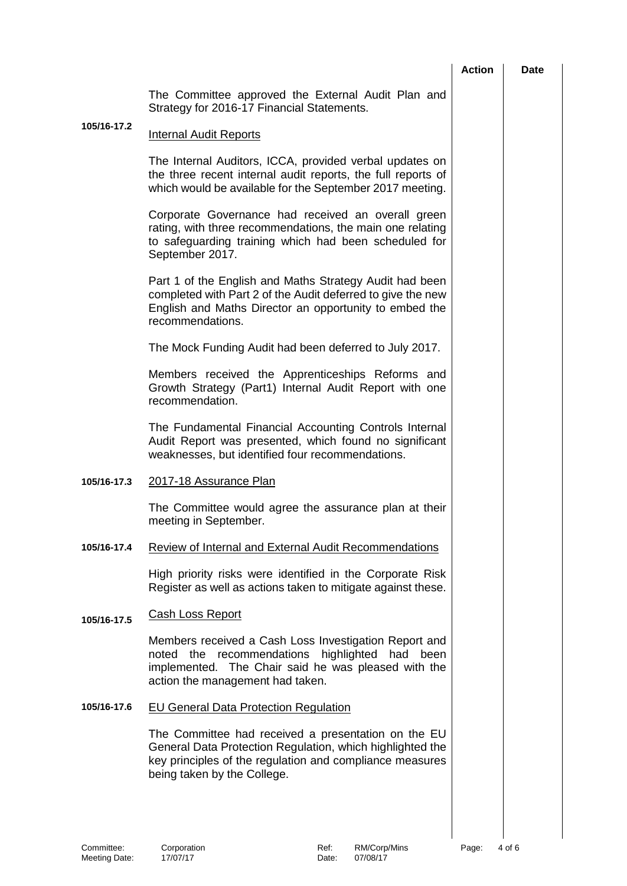| | | Action | Date |
|---|---|---|---|
| | The Committee approved the External Audit Plan and Strategy for 2016-17 Financial Statements. | | |
| **105/16-17.2** | <u>Internal Audit Reports</u> | | |
| | The Internal Auditors, ICCA, provided verbal updates on the three recent internal audit reports, the full reports of which would be available for the September 2017 meeting. | | |
| | Corporate Governance had received an overall green rating, with three recommendations, the main one relating to safeguarding training which had been scheduled for September 2017. | | |
| | Part 1 of the English and Maths Strategy Audit had been completed with Part 2 of the Audit deferred to give the new English and Maths Director an opportunity to embed the recommendations. | | |
| | The Mock Funding Audit had been deferred to July 2017. | | |
| | Members received the Apprenticeships Reforms and Growth Strategy (Part1) Internal Audit Report with one recommendation. | | |
| | The Fundamental Financial Accounting Controls Internal Audit Report was presented, which found no significant weaknesses, but identified four recommendations. | | |
| **105/16-17.3** | <u>2017-18 Assurance Plan</u> | | |
| | The Committee would agree the assurance plan at their meeting in September. | | |
| **105/16-17.4** | <u>Review of Internal and External Audit Recommendations</u> | | |
| | High priority risks were identified in the Corporate Risk Register as well as actions taken to mitigate against these. | | |
| **105/16-17.5** | <u>Cash Loss Report</u> | | |
| | Members received a Cash Loss Investigation Report and noted the recommendations highlighted had been implemented. The Chair said he was pleased with the action the management had taken. | | |
| **105/16-17.6** | <u>EU General Data Protection Regulation</u> | | |
| | The Committee had received a presentation on the EU General Data Protection Regulation, which highlighted the key principles of the regulation and compliance measures being taken by the College. | | |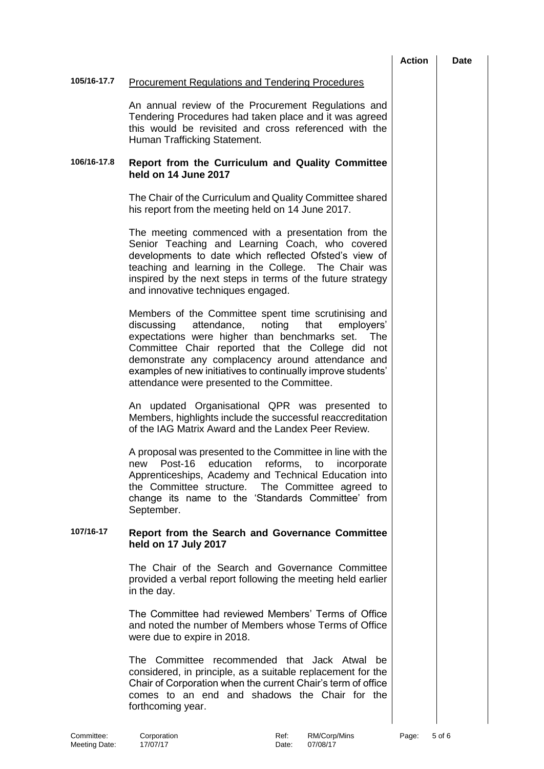**105/16-17.7** Procurement Regulations and Tendering Procedures

An annual review of the Procurement Regulations and Tendering Procedures had taken place and it was agreed this would be revisited and cross referenced with the Human Trafficking Statement.

**106/16-17.8** **Report from the Curriculum and Quality Committee held on 14 June 2017**

The Chair of the Curriculum and Quality Committee shared his report from the meeting held on 14 June 2017.

The meeting commenced with a presentation from the Senior Teaching and Learning Coach, who covered developments to date which reflected Ofsted's view of teaching and learning in the College. The Chair was inspired by the next steps in terms of the future strategy and innovative techniques engaged.

Members of the Committee spent time scrutinising and discussing attendance, noting that employers' expectations were higher than benchmarks set. The Committee Chair reported that the College did not demonstrate any complacency around attendance and examples of new initiatives to continually improve students' attendance were presented to the Committee.

An updated Organisational QPR was presented to Members, highlights include the successful reaccreditation of the IAG Matrix Award and the Landex Peer Review.

A proposal was presented to the Committee in line with the new Post-16 education reforms, to incorporate Apprenticeships, Academy and Technical Education into the Committee structure. The Committee agreed to change its name to the 'Standards Committee' from September.

**107/16-17** **Report from the Search and Governance Committee held on 17 July 2017**

The Chair of the Search and Governance Committee provided a verbal report following the meeting held earlier in the day.

The Committee had reviewed Members' Terms of Office and noted the number of Members whose Terms of Office were due to expire in 2018.

The Committee recommended that Jack Atwal be considered, in principle, as a suitable replacement for the Chair of Corporation when the current Chair's term of office comes to an end and shadows the Chair for the forthcoming year.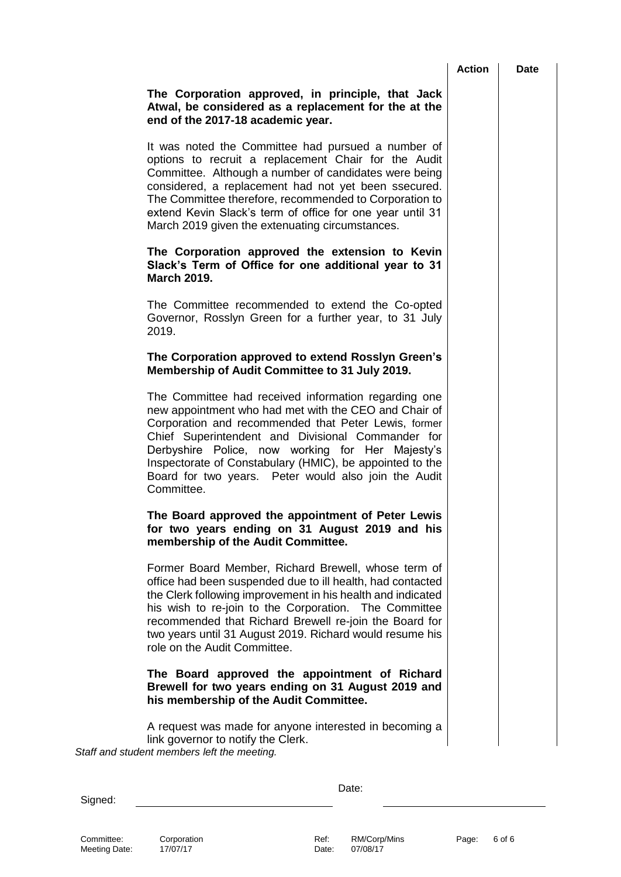| | Action | Date |
|---|---|---|
| **The Corporation approved, in principle, that Jack Atwal, be considered as a replacement for the at the end of the 2017-18 academic year.** | | |
| It was noted the Committee had pursued a number of options to recruit a replacement Chair for the Audit Committee. Although a number of candidates were being considered, a replacement had not yet been ssecured. The Committee therefore, recommended to Corporation to extend Kevin Slack's term of office for one year until 31 March 2019 given the extenuating circumstances. | | |
| **The Corporation approved the extension to Kevin Slack's Term of Office for one additional year to 31 March 2019.** | | |
| The Committee recommended to extend the Co-opted Governor, Rosslyn Green for a further year, to 31 July 2019. | | |
| **The Corporation approved to extend Rosslyn Green's Membership of Audit Committee to 31 July 2019.** | | |
| The Committee had received information regarding one new appointment who had met with the CEO and Chair of Corporation and recommended that Peter Lewis, former Chief Superintendent and Divisional Commander for Derbyshire Police, now working for Her Majesty's Inspectorate of Constabulary (HMIC), be appointed to the Board for two years. Peter would also join the Audit Committee. | | |
| **The Board approved the appointment of Peter Lewis for two years ending on 31 August 2019 and his membership of the Audit Committee.** | | |
| Former Board Member, Richard Brewell, whose term of office had been suspended due to ill health, had contacted the Clerk following improvement in his health and indicated his wish to re-join to the Corporation. The Committee recommended that Richard Brewell re-join the Board for two years until 31 August 2019. Richard would resume his role on the Audit Committee. | | |
| **The Board approved the appointment of Richard Brewell for two years ending on 31 August 2019 and his membership of the Audit Committee.** | | |
| A request was made for anyone interested in becoming a link governor to notify the Clerk. | | |

*Staff and student members left the meeting.*

Signed: ______________________ Date: ______________________

Committee: Corporation  Ref: RM/Corp/Mins
Meeting Date: 17/07/17  Date: 07/08/17